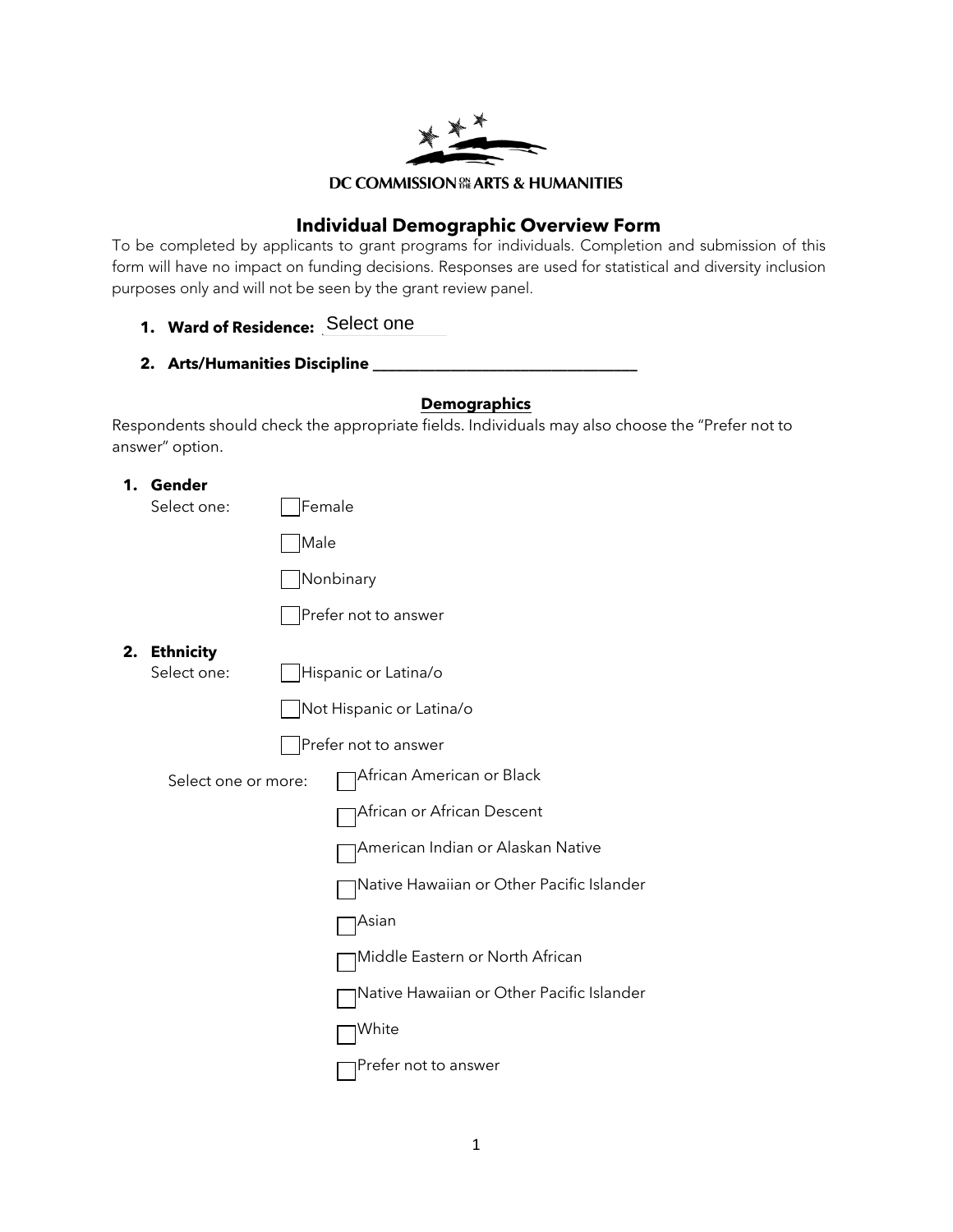DC COMMISSION ON THE ARTS & HUMANITIES

# Individual Demographic Overview Form

To be completed by applicants to grant programs for individuals. Completion and submission of this form will have no impact on funding decisions. Responses are used for statistical and diversity inclusion purposes only and will not be seen by the grant review panel.

1. **Ward of Residence:** Select one
2. **Arts/Humanities Discipline** ___________________________________

## Demographics

Respondents should check the appropriate fields. Individuals may also choose the "Prefer not to answer" option.

1. **Gender**

   Select one:
   - ☐ Female
   - ☐ Male
   - ☐ Nonbinary
   - ☐ Prefer not to answer

2. **Ethnicity**

   Select one:
   - ☐ Hispanic or Latina/o
   - ☐ Not Hispanic or Latina/o
   - ☐ Prefer not to answer

   Select one or more:
   - ☐ African American or Black
   - ☐ African or African Descent
   - ☐ American Indian or Alaskan Native
   - ☐ Native Hawaiian or Other Pacific Islander
   - ☐ Asian
   - ☐ Middle Eastern or North African
   - ☐ Native Hawaiian or Other Pacific Islander
   - ☐ White
   - ☐ Prefer not to answer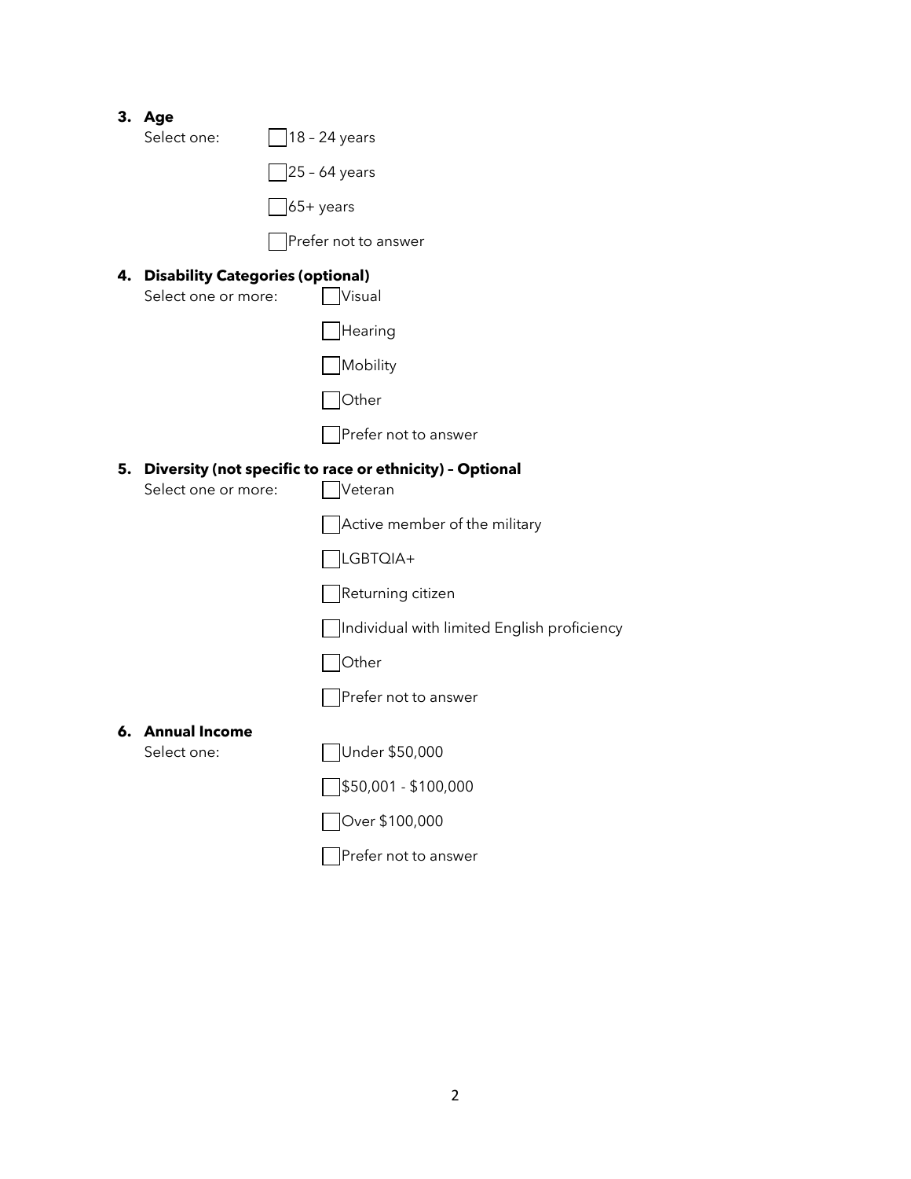3. **Age**

   Select one:
   - [ ] 18 – 24 years
   - [ ] 25 – 64 years
   - [ ] 65+ years
   - [ ] Prefer not to answer

4. **Disability Categories (optional)**

   Select one or more:
   - [ ] Visual
   - [ ] Hearing
   - [ ] Mobility
   - [ ] Other
   - [ ] Prefer not to answer

5. **Diversity (not specific to race or ethnicity) – Optional**

   Select one or more:
   - [ ] Veteran
   - [ ] Active member of the military
   - [ ] LGBTQIA+
   - [ ] Returning citizen
   - [ ] Individual with limited English proficiency
   - [ ] Other
   - [ ] Prefer not to answer

6. **Annual Income**

   Select one:
   - [ ] Under $50,000
   - [ ] $50,001 - $100,000
   - [ ] Over $100,000
   - [ ] Prefer not to answer